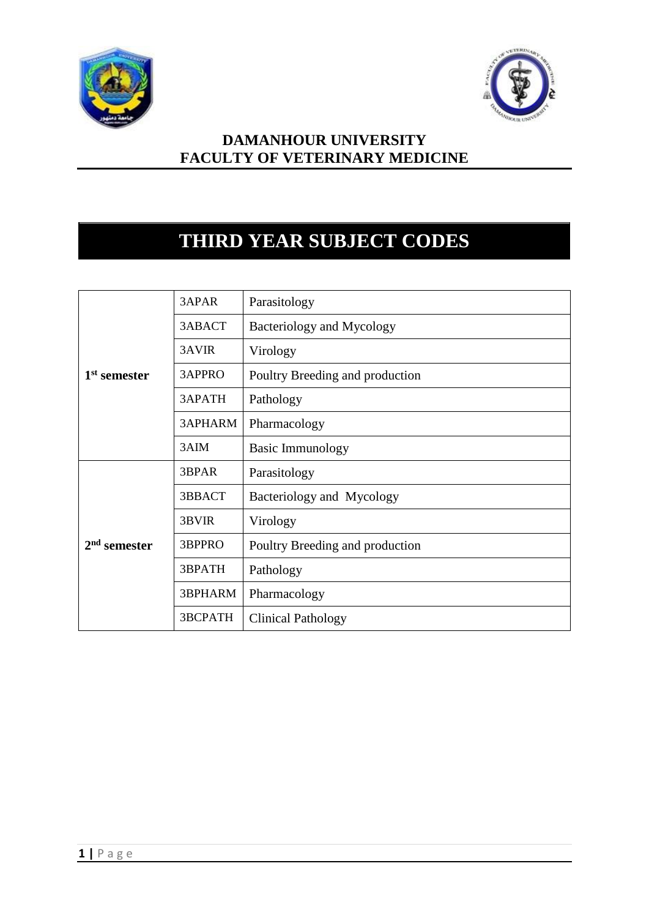**DAMANHOUR UNIVERSITY**
**FACULTY OF VETERINARY MEDICINE**

# THIRD YEAR SUBJECT CODES

| | | |
|---|---|---|
| **1st semester** | 3APAR | Parasitology |
| | 3ABACT | Bacteriology and Mycology |
| | 3AVIR | Virology |
| | 3APPRO | Poultry Breeding and production |
| | 3APATH | Pathology |
| | 3APHARM | Pharmacology |
| | 3AIM | Basic Immunology |
| **2nd semester** | 3BPAR | Parasitology |
| | 3BBACT | Bacteriology and Mycology |
| | 3BVIR | Virology |
| | 3BPPRO | Poultry Breeding and production |
| | 3BPATH | Pathology |
| | 3BPHARM | Pharmacology |
| | 3BCPATH | Clinical Pathology |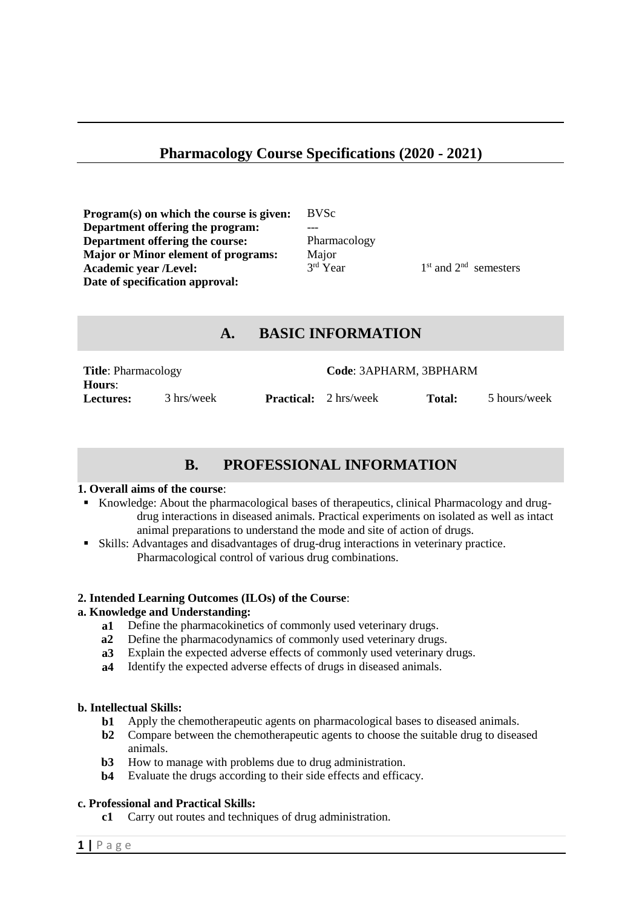# Pharmacology Course Specifications (2020 - 2021)

| | | |
|---|---|---|
| **Program(s) on which the course is given:** | BVSc | |
| **Department offering the program:** | --- | |
| **Department offering the course:** | Pharmacology | |
| **Major or Minor element of programs:** | Major | |
| **Academic year /Level:** | 3rd Year | 1st and 2nd semesters |
| **Date of specification approval:** | | |

## A. BASIC INFORMATION

**Title**: Pharmacology **Code**: 3APHARM, 3BPHARM

**Hours**:

| **Lectures:** | 3 hrs/week | **Practical:** | 2 hrs/week | **Total:** | 5 hours/week |
|---|---|---|---|---|---|

## B. PROFESSIONAL INFORMATION

**1. Overall aims of the course**:

- Knowledge: About the pharmacological bases of therapeutics, clinical Pharmacology and drug-drug interactions in diseased animals. Practical experiments on isolated as well as intact animal preparations to understand the mode and site of action of drugs.
- Skills: Advantages and disadvantages of drug-drug interactions in veterinary practice. Pharmacological control of various drug combinations.

**2. Intended Learning Outcomes (ILOs) of the Course**:

**a. Knowledge and Understanding:**

- **a1** Define the pharmacokinetics of commonly used veterinary drugs.
- **a2** Define the pharmacodynamics of commonly used veterinary drugs.
- **a3** Explain the expected adverse effects of commonly used veterinary drugs.
- **a4** Identify the expected adverse effects of drugs in diseased animals.

**b. Intellectual Skills:**

- **b1** Apply the chemotherapeutic agents on pharmacological bases to diseased animals.
- **b2** Compare between the chemotherapeutic agents to choose the suitable drug to diseased animals.
- **b3** How to manage with problems due to drug administration.
- **b4** Evaluate the drugs according to their side effects and efficacy.

**c. Professional and Practical Skills:**

- **c1** Carry out routes and techniques of drug administration.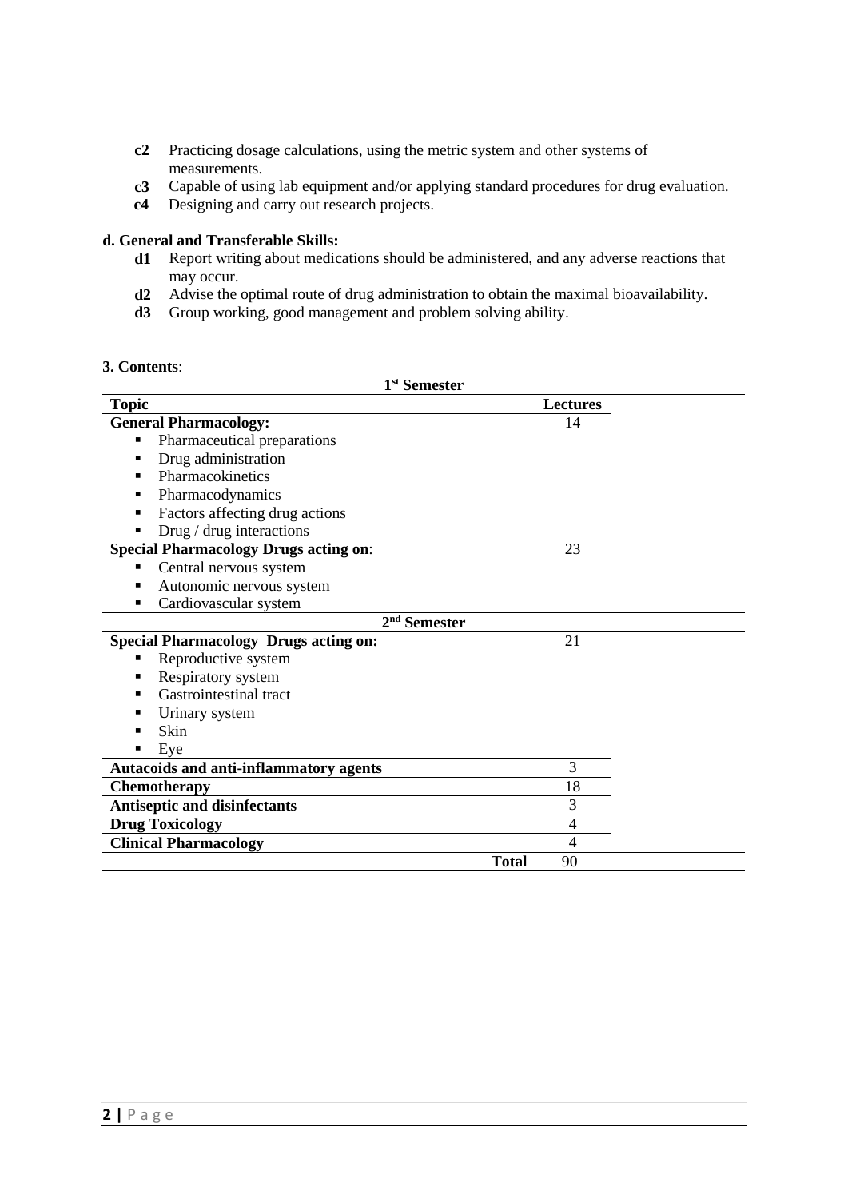- **c2** Practicing dosage calculations, using the metric system and other systems of measurements.
- **c3** Capable of using lab equipment and/or applying standard procedures for drug evaluation.
- **c4** Designing and carry out research projects.

**d. General and Transferable Skills:**

- **d1** Report writing about medications should be administered, and any adverse reactions that may occur.
- **d2** Advise the optimal route of drug administration to obtain the maximal bioavailability.
- **d3** Group working, good management and problem solving ability.

**3. Contents**:

| Topic | Lectures |
|---|---|
| **1st Semester** | |
| **General Pharmacology:**<br>▪ Pharmaceutical preparations<br>▪ Drug administration<br>▪ Pharmacokinetics<br>▪ Pharmacodynamics<br>▪ Factors affecting drug actions<br>▪ Drug / drug interactions | 14 |
| **Special Pharmacology Drugs acting on**:<br>▪ Central nervous system<br>▪ Autonomic nervous system<br>▪ Cardiovascular system | 23 |
| **2nd Semester** | |
| **Special Pharmacology Drugs acting on:**<br>▪ Reproductive system<br>▪ Respiratory system<br>▪ Gastrointestinal tract<br>▪ Urinary system<br>▪ Skin<br>▪ Eye | 21 |
| **Autacoids and anti-inflammatory agents** | 3 |
| **Chemotherapy** | 18 |
| **Antiseptic and disinfectants** | 3 |
| **Drug Toxicology** | 4 |
| **Clinical Pharmacology** | 4 |
| **Total** | 90 |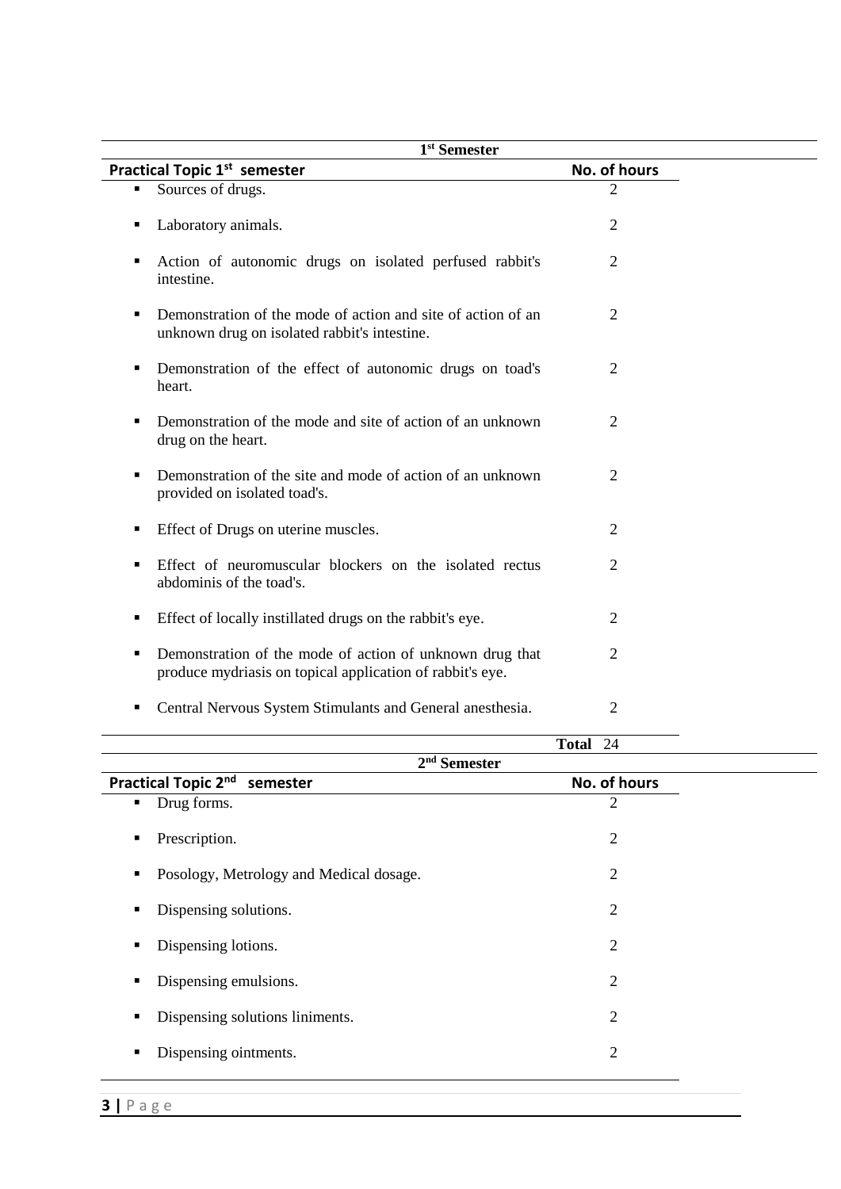| 1st Semester | |
|---|---|
| **Practical Topic 1st semester** | **No. of hours** |
| ▪ Sources of drugs. | 2 |
| ▪ Laboratory animals. | 2 |
| ▪ Action of autonomic drugs on isolated perfused rabbit's intestine. | 2 |
| ▪ Demonstration of the mode of action and site of action of an unknown drug on isolated rabbit's intestine. | 2 |
| ▪ Demonstration of the effect of autonomic drugs on toad's heart. | 2 |
| ▪ Demonstration of the mode and site of action of an unknown drug on the heart. | 2 |
| ▪ Demonstration of the site and mode of action of an unknown provided on isolated toad's. | 2 |
| ▪ Effect of Drugs on uterine muscles. | 2 |
| ▪ Effect of neuromuscular blockers on the isolated rectus abdominis of the toad's. | 2 |
| ▪ Effect of locally instillated drugs on the rabbit's eye. | 2 |
| ▪ Demonstration of the mode of action of unknown drug that produce mydriasis on topical application of rabbit's eye. | 2 |
| ▪ Central Nervous System Stimulants and General anesthesia. | 2 |
| | **Total** 24 |

| 2nd Semester | |
|---|---|
| **Practical Topic 2nd semester** | **No. of hours** |
| ▪ Drug forms. | 2 |
| ▪ Prescription. | 2 |
| ▪ Posology, Metrology and Medical dosage. | 2 |
| ▪ Dispensing solutions. | 2 |
| ▪ Dispensing lotions. | 2 |
| ▪ Dispensing emulsions. | 2 |
| ▪ Dispensing solutions liniments. | 2 |
| ▪ Dispensing ointments. | 2 |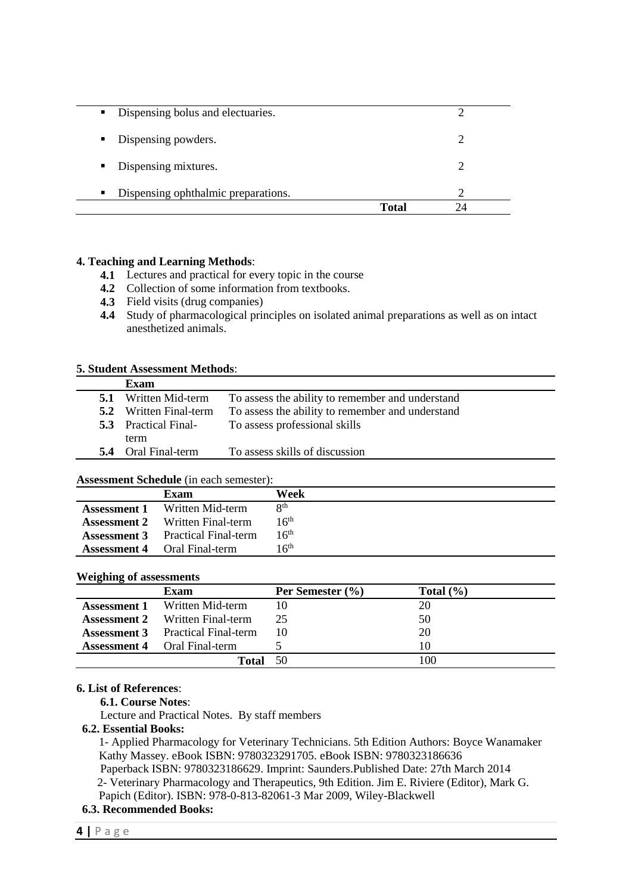| | |
|---|---|
| ▪ Dispensing bolus and electuaries. | 2 |
| ▪ Dispensing powders. | 2 |
| ▪ Dispensing mixtures. | 2 |
| ▪ Dispensing ophthalmic preparations. | 2 |
| **Total** | 24 |

**4. Teaching and Learning Methods**:

- **4.1** Lectures and practical for every topic in the course
- **4.2** Collection of some information from textbooks.
- **4.3** Field visits (drug companies)
- **4.4** Study of pharmacological principles on isolated animal preparations as well as on intact anesthetized animals.

**5. Student Assessment Methods**:

| | Exam | |
|---|---|---|
| **5.1** | Written Mid-term | To assess the ability to remember and understand |
| **5.2** | Written Final-term | To assess the ability to remember and understand |
| **5.3** | Practical Final-term | To assess professional skills |
| **5.4** | Oral Final-term | To assess skills of discussion |

**Assessment Schedule** (in each semester):

| | Exam | Week |
|---|---|---|
| **Assessment 1** | Written Mid-term | 8th |
| **Assessment 2** | Written Final-term | 16th |
| **Assessment 3** | Practical Final-term | 16th |
| **Assessment 4** | Oral Final-term | 16th |

**Weighing of assessments**

| | Exam | Per Semester (%) | Total (%) |
|---|---|---|---|
| **Assessment 1** | Written Mid-term | 10 | 20 |
| **Assessment 2** | Written Final-term | 25 | 50 |
| **Assessment 3** | Practical Final-term | 10 | 20 |
| **Assessment 4** | Oral Final-term | 5 | 10 |
| | **Total** | 50 | 100 |

**6. List of References**:

**6.1. Course Notes**:

Lecture and Practical Notes. By staff members

**6.2. Essential Books:**

1- Applied Pharmacology for Veterinary Technicians. 5th Edition Authors: Boyce Wanamaker Kathy Massey. eBook ISBN: 9780323291705. eBook ISBN: 9780323186636 Paperback ISBN: 9780323186629. Imprint: Saunders.Published Date: 27th March 2014

2- Veterinary Pharmacology and Therapeutics, 9th Edition. Jim E. Riviere (Editor), Mark G. Papich (Editor). ISBN: 978-0-813-82061-3 Mar 2009, Wiley-Blackwell

**6.3. Recommended Books:**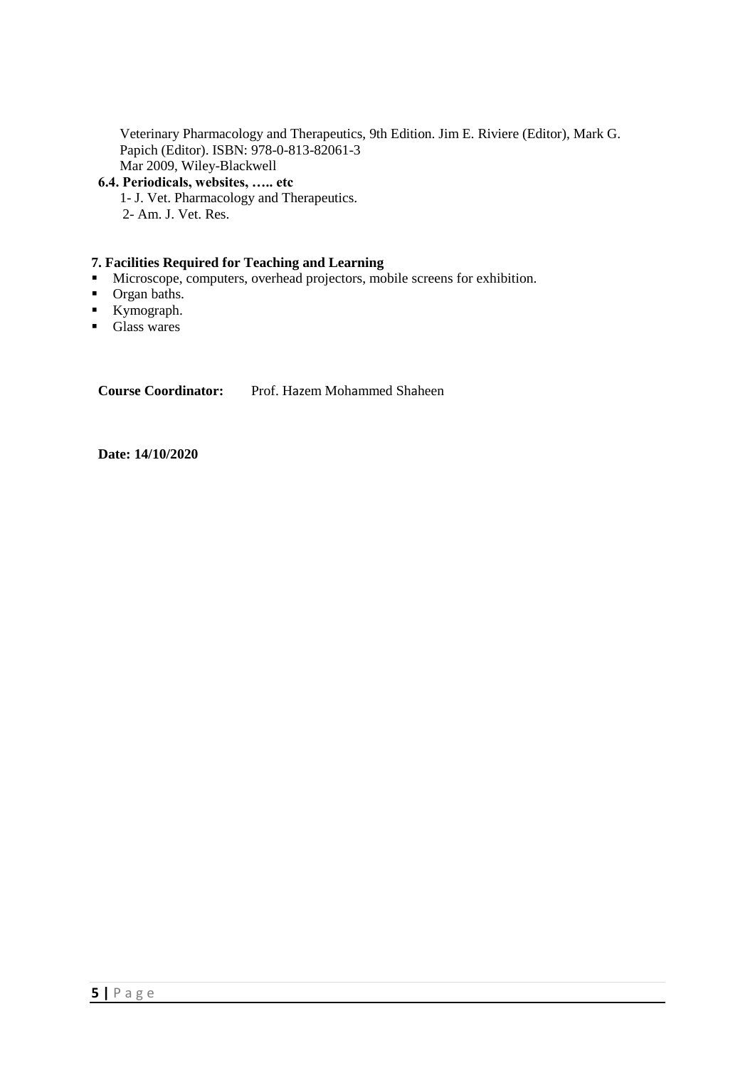Veterinary Pharmacology and Therapeutics, 9th Edition. Jim E. Riviere (Editor), Mark G. Papich (Editor). ISBN: 978-0-813-82061-3
Mar 2009, Wiley-Blackwell

**6.4. Periodicals, websites, ….. etc**

1- J. Vet. Pharmacology and Therapeutics.
2- Am. J. Vet. Res.

**7. Facilities Required for Teaching and Learning**

- Microscope, computers, overhead projectors, mobile screens for exhibition.
- Organ baths.
- Kymograph.
- Glass wares

**Course Coordinator:** Prof. Hazem Mohammed Shaheen

**Date: 14/10/2020**